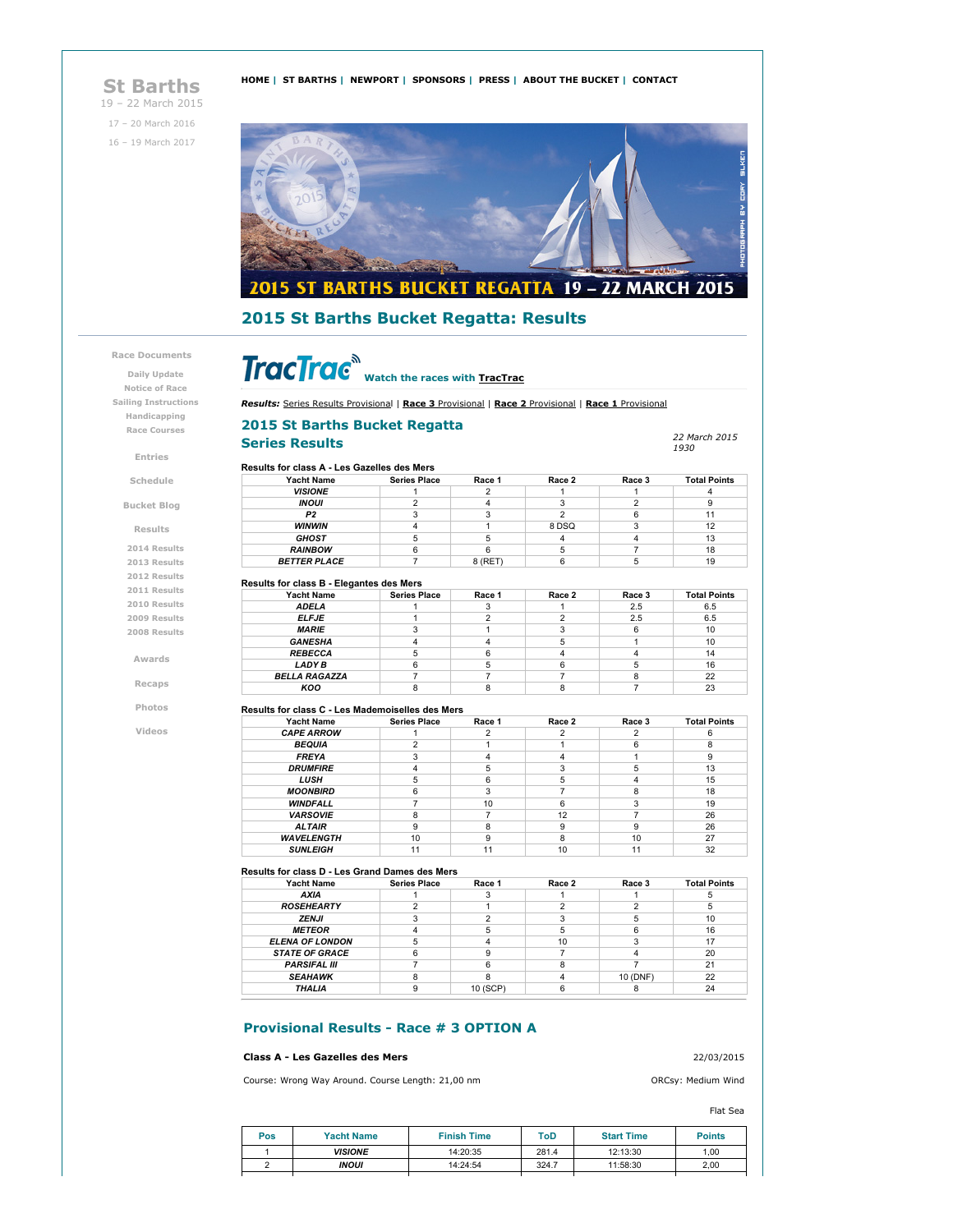# St Barths

19 – 22 March 2015

17 – 20 March 2016

16 – 19 March 2017

HOME | ST BARTHS | NEWPORT | SPONSORS | PRESS | ABOUT THE BUCKET | CONTACT

2015 ST BARTHS BUCKET REGATTA 19 – 22 MARCH 2015

## 2015 St Barths Bucket Regatta: Results

Race Documents
- Daily Update
- Notice of Race
- Sailing Instructions
- Handicapping
- Race Courses

Entries

Schedule

Bucket Blog

Results
- 2014 Results
- 2013 Results
- 2012 Results
- 2011 Results
- 2010 Results
- 2009 Results
- 2008 Results

Awards

Recaps

Photos

Videos

TracTrac Watch the races with TracTrac

***Results:*** Series Results Provisional | **Race 3** Provisional | **Race 2** Provisional | **Race 1** Provisional

## 2015 St Barths Bucket Regatta
## Series Results

*22 March 2015 1930*

**Results for class A - Les Gazelles des Mers**

| Yacht Name | Series Place | Race 1 | Race 2 | Race 3 | Total Points |
|---|---|---|---|---|---|
| VISIONE | 1 | 2 | 1 | 1 | 4 |
| INOUI | 2 | 4 | 3 | 2 | 9 |
| P2 | 3 | 3 | 2 | 6 | 11 |
| WINWIN | 4 | 1 | 8 DSQ | 3 | 12 |
| GHOST | 5 | 5 | 4 | 4 | 13 |
| RAINBOW | 6 | 6 | 5 | 7 | 18 |
| BETTER PLACE | 7 | 8 (RET) | 6 | 5 | 19 |

**Results for class B - Elegantes des Mers**

| Yacht Name | Series Place | Race 1 | Race 2 | Race 3 | Total Points |
|---|---|---|---|---|---|
| ADELA | 1 | 3 | 1 | 2.5 | 6.5 |
| ELFJE | 1 | 2 | 2 | 2.5 | 6.5 |
| MARIE | 3 | 1 | 3 | 6 | 10 |
| GANESHA | 4 | 4 | 5 | 1 | 10 |
| REBECCA | 5 | 6 | 4 | 4 | 14 |
| LADY B | 6 | 5 | 6 | 5 | 16 |
| BELLA RAGAZZA | 7 | 7 | 7 | 8 | 22 |
| KOO | 8 | 8 | 8 | 7 | 23 |

**Results for class C - Les Mademoiselles des Mers**

| Yacht Name | Series Place | Race 1 | Race 2 | Race 3 | Total Points |
|---|---|---|---|---|---|
| CAPE ARROW | 1 | 2 | 2 | 2 | 6 |
| BEQUIA | 2 | 1 | 1 | 6 | 8 |
| FREYA | 3 | 4 | 4 | 1 | 9 |
| DRUMFIRE | 4 | 5 | 3 | 5 | 13 |
| LUSH | 5 | 6 | 5 | 4 | 15 |
| MOONBIRD | 6 | 3 | 7 | 8 | 18 |
| WINDFALL | 7 | 10 | 6 | 3 | 19 |
| VARSOVIE | 8 | 7 | 12 | 7 | 26 |
| ALTAIR | 9 | 8 | 9 | 9 | 26 |
| WAVELENGTH | 10 | 9 | 8 | 10 | 27 |
| SUNLEIGH | 11 | 11 | 10 | 11 | 32 |

**Results for class D - Les Grand Dames des Mers**

| Yacht Name | Series Place | Race 1 | Race 2 | Race 3 | Total Points |
|---|---|---|---|---|---|
| AXIA | 1 | 3 | 1 | 1 | 5 |
| ROSEHEARTY | 2 | 1 | 2 | 2 | 5 |
| ZENJI | 3 | 2 | 3 | 5 | 10 |
| METEOR | 4 | 5 | 5 | 6 | 16 |
| ELENA OF LONDON | 5 | 4 | 10 | 3 | 17 |
| STATE OF GRACE | 6 | 9 | 7 | 4 | 20 |
| PARSIFAL III | 7 | 6 | 8 | 7 | 21 |
| SEAHAWK | 8 | 8 | 4 | 10 (DNF) | 22 |
| THALIA | 9 | 10 (SCP) | 6 | 8 | 24 |

## Provisional Results - Race # 3 OPTION A

**Class A - Les Gazelles des Mers** 22/03/2015

Course: Wrong Way Around. Course Length: 21,00 nm ORCsy: Medium Wind

Flat Sea

| Pos | Yacht Name | Finish Time | ToD | Start Time | Points |
|---|---|---|---|---|---|
| 1 | VISIONE | 14:20:35 | 281.4 | 12:13:30 | 1,00 |
| 2 | INOUI | 14:24:54 | 324.7 | 11:58:30 | 2,00 |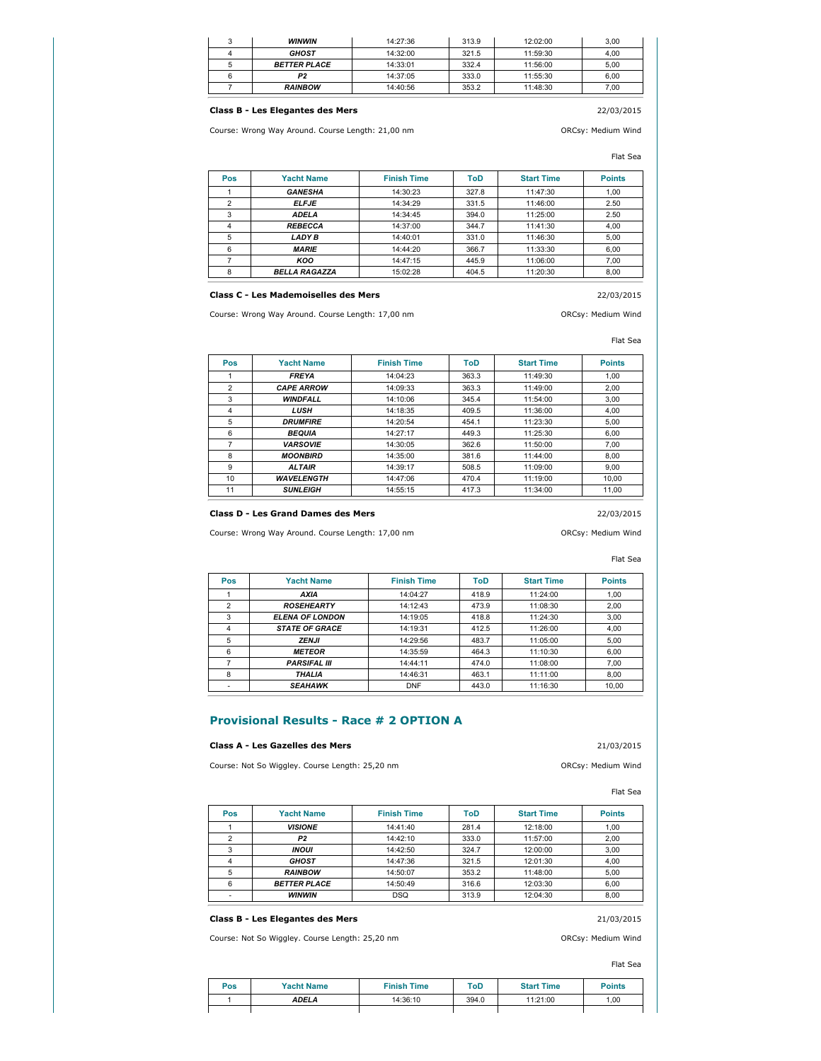| 3 | WINWIN | 14:27:36 | 313.9 | 12:02:00 | 3,00 |
|---|---|---|---|---|---|
| 4 | GHOST | 14:32:00 | 321.5 | 11:59:30 | 4,00 |
| 5 | BETTER PLACE | 14:33:01 | 332.4 | 11:56:00 | 5,00 |
| 6 | P2 | 14:37:05 | 333.0 | 11:55:30 | 6,00 |
| 7 | RAINBOW | 14:40:56 | 353.2 | 11:48:30 | 7,00 |

**Class B - Les Elegantes des Mers**

22/03/2015

Course: Wrong Way Around. Course Length: 21,00 nm

ORCsy: Medium Wind

Flat Sea

| Pos | Yacht Name | Finish Time | ToD | Start Time | Points |
|---|---|---|---|---|---|
| 1 | GANESHA | 14:30:23 | 327.8 | 11:47:30 | 1,00 |
| 2 | ELFJE | 14:34:29 | 331.5 | 11:46:00 | 2.50 |
| 3 | ADELA | 14:34:45 | 394.0 | 11:25:00 | 2.50 |
| 4 | REBECCA | 14:37:00 | 344.7 | 11:41:30 | 4,00 |
| 5 | LADY B | 14:40:01 | 331.0 | 11:46:30 | 5,00 |
| 6 | MARIE | 14:44:20 | 366.7 | 11:33:30 | 6,00 |
| 7 | KOO | 14:47:15 | 445.9 | 11:06:00 | 7,00 |
| 8 | BELLA RAGAZZA | 15:02:28 | 404.5 | 11:20:30 | 8,00 |

**Class C - Les Mademoiselles des Mers**

22/03/2015

Course: Wrong Way Around. Course Length: 17,00 nm

ORCsy: Medium Wind

Flat Sea

| Pos | Yacht Name | Finish Time | ToD | Start Time | Points |
|---|---|---|---|---|---|
| 1 | FREYA | 14:04:23 | 363.3 | 11:49:30 | 1,00 |
| 2 | CAPE ARROW | 14:09:33 | 363.3 | 11:49:00 | 2,00 |
| 3 | WINDFALL | 14:10:06 | 345.4 | 11:54:00 | 3,00 |
| 4 | LUSH | 14:18:35 | 409.5 | 11:36:00 | 4,00 |
| 5 | DRUMFIRE | 14:20:54 | 454.1 | 11:23:30 | 5,00 |
| 6 | BEQUIA | 14:27:17 | 449.3 | 11:25:30 | 6,00 |
| 7 | VARSOVIE | 14:30:05 | 362.6 | 11:50:00 | 7,00 |
| 8 | MOONBIRD | 14:35:00 | 381.6 | 11:44:00 | 8,00 |
| 9 | ALTAIR | 14:39:17 | 508.5 | 11:09:00 | 9,00 |
| 10 | WAVELENGTH | 14:47:06 | 470.4 | 11:19:00 | 10,00 |
| 11 | SUNLEIGH | 14:55:15 | 417.3 | 11:34:00 | 11,00 |

**Class D - Les Grand Dames des Mers**

22/03/2015

Course: Wrong Way Around. Course Length: 17,00 nm

ORCsy: Medium Wind

Flat Sea

| Pos | Yacht Name | Finish Time | ToD | Start Time | Points |
|---|---|---|---|---|---|
| 1 | AXIA | 14:04:27 | 418.9 | 11:24:00 | 1,00 |
| 2 | ROSEHEARTY | 14:12:43 | 473.9 | 11:08:30 | 2,00 |
| 3 | ELENA OF LONDON | 14:19:05 | 418.8 | 11:24:30 | 3,00 |
| 4 | STATE OF GRACE | 14:19:31 | 412.5 | 11:26:00 | 4,00 |
| 5 | ZENJI | 14:29:56 | 483.7 | 11:05:00 | 5,00 |
| 6 | METEOR | 14:35:59 | 464.3 | 11:10:30 | 6,00 |
| 7 | PARSIFAL III | 14:44:11 | 474.0 | 11:08:00 | 7,00 |
| 8 | THALIA | 14:46:31 | 463.1 | 11:11:00 | 8,00 |
| - | SEAHAWK | DNF | 443.0 | 11:16:30 | 10,00 |

## Provisional Results - Race # 2 OPTION A

**Class A - Les Gazelles des Mers**

21/03/2015

Course: Not So Wiggley. Course Length: 25,20 nm

ORCsy: Medium Wind

Flat Sea

| Pos | Yacht Name | Finish Time | ToD | Start Time | Points |
|---|---|---|---|---|---|
| 1 | VISIONE | 14:41:40 | 281.4 | 12:18:00 | 1,00 |
| 2 | P2 | 14:42:10 | 333.0 | 11:57:00 | 2,00 |
| 3 | INOUI | 14:42:50 | 324.7 | 12:00:00 | 3,00 |
| 4 | GHOST | 14:47:36 | 321.5 | 12:01:30 | 4,00 |
| 5 | RAINBOW | 14:50:07 | 353.2 | 11:48:00 | 5,00 |
| 6 | BETTER PLACE | 14:50:49 | 316.6 | 12:03:30 | 6,00 |
| - | WINWIN | DSQ | 313.9 | 12:04:30 | 8,00 |

**Class B - Les Elegantes des Mers**

21/03/2015

Course: Not So Wiggley. Course Length: 25,20 nm

ORCsy: Medium Wind

Flat Sea

| Pos | Yacht Name | Finish Time | ToD | Start Time | Points |
|---|---|---|---|---|---|
| 1 | ADELA | 14:36:10 | 394.0 | 11:21:00 | 1,00 |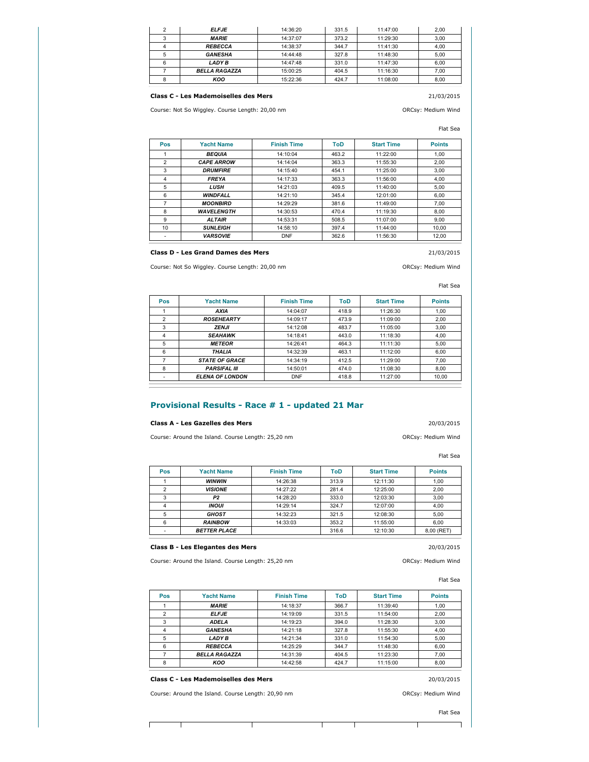| Pos | Yacht Name | Finish Time | ToD | Start Time | Points |
|---|---|---|---|---|---|
| 2 | ***ELFJE*** | 14:36:20 | 331.5 | 11:47:00 | 2,00 |
| 3 | ***MARIE*** | 14:37:07 | 373.2 | 11:29:30 | 3,00 |
| 4 | ***REBECCA*** | 14:38:37 | 344.7 | 11:41:30 | 4,00 |
| 5 | ***GANESHA*** | 14:44:48 | 327.8 | 11:48:30 | 5,00 |
| 6 | ***LADY B*** | 14:47:48 | 331.0 | 11:47:30 | 6,00 |
| 7 | ***BELLA RAGAZZA*** | 15:00:25 | 404.5 | 11:16:30 | 7,00 |
| 8 | ***KOO*** | 15:22:36 | 424.7 | 11:08:00 | 8,00 |

**Class C - Les Mademoiselles des Mers**

21/03/2015

Course: Not So Wiggley. Course Length: 20,00 nm

ORCsy: Medium Wind

Flat Sea

| Pos | Yacht Name | Finish Time | ToD | Start Time | Points |
|---|---|---|---|---|---|
| 1 | ***BEQUIA*** | 14:10:04 | 463.2 | 11:22:00 | 1,00 |
| 2 | ***CAPE ARROW*** | 14:14:04 | 363.3 | 11:55:30 | 2,00 |
| 3 | ***DRUMFIRE*** | 14:15:40 | 454.1 | 11:25:00 | 3,00 |
| 4 | ***FREYA*** | 14:17:33 | 363.3 | 11:56:00 | 4,00 |
| 5 | ***LUSH*** | 14:21:03 | 409.5 | 11:40:00 | 5,00 |
| 6 | ***WINDFALL*** | 14:21:10 | 345.4 | 12:01:00 | 6,00 |
| 7 | ***MOONBIRD*** | 14:29:29 | 381.6 | 11:49:00 | 7,00 |
| 8 | ***WAVELENGTH*** | 14:30:53 | 470.4 | 11:19:30 | 8,00 |
| 9 | ***ALTAIR*** | 14:53:31 | 508.5 | 11:07:00 | 9,00 |
| 10 | ***SUNLEIGH*** | 14:58:10 | 397.4 | 11:44:00 | 10,00 |
| - | ***VARSOVIE*** | DNF | 362.6 | 11:56:30 | 12,00 |

**Class D - Les Grand Dames des Mers**

21/03/2015

Course: Not So Wiggley. Course Length: 20,00 nm

ORCsy: Medium Wind

Flat Sea

| Pos | Yacht Name | Finish Time | ToD | Start Time | Points |
|---|---|---|---|---|---|
| 1 | ***AXIA*** | 14:04:07 | 418.9 | 11:26:30 | 1,00 |
| 2 | ***ROSEHEARTY*** | 14:09:17 | 473.9 | 11:09:00 | 2,00 |
| 3 | ***ZENJI*** | 14:12:08 | 483.7 | 11:05:00 | 3,00 |
| 4 | ***SEAHAWK*** | 14:18:41 | 443.0 | 11:18:30 | 4,00 |
| 5 | ***METEOR*** | 14:26:41 | 464.3 | 11:11:30 | 5,00 |
| 6 | ***THALIA*** | 14:32:39 | 463.1 | 11:12:00 | 6,00 |
| 7 | ***STATE OF GRACE*** | 14:34:19 | 412.5 | 11:29:00 | 7,00 |
| 8 | ***PARSIFAL III*** | 14:50:01 | 474.0 | 11:08:30 | 8,00 |
| - | ***ELENA OF LONDON*** | DNF | 418.8 | 11:27:00 | 10,00 |

## Provisional Results - Race # 1 - updated 21 Mar

**Class A - Les Gazelles des Mers**

20/03/2015

Course: Around the Island. Course Length: 25,20 nm

ORCsy: Medium Wind

Flat Sea

| Pos | Yacht Name | Finish Time | ToD | Start Time | Points |
|---|---|---|---|---|---|
| 1 | ***WINWIN*** | 14:26:38 | 313.9 | 12:11:30 | 1,00 |
| 2 | ***VISIONE*** | 14:27:22 | 281.4 | 12:25:00 | 2,00 |
| 3 | ***P2*** | 14:28:20 | 333.0 | 12:03:30 | 3,00 |
| 4 | ***INOUI*** | 14:29:14 | 324.7 | 12:07:00 | 4,00 |
| 5 | ***GHOST*** | 14:32:23 | 321.5 | 12:08:30 | 5,00 |
| 6 | ***RAINBOW*** | 14:33:03 | 353.2 | 11:55:00 | 6,00 |
| - | ***BETTER PLACE*** | | 316.6 | 12:10:30 | 8,00 (RET) |

**Class B - Les Elegantes des Mers**

20/03/2015

Course: Around the Island. Course Length: 25,20 nm

ORCsy: Medium Wind

Flat Sea

| Pos | Yacht Name | Finish Time | ToD | Start Time | Points |
|---|---|---|---|---|---|
| 1 | ***MARIE*** | 14:18:37 | 366.7 | 11:39:40 | 1,00 |
| 2 | ***ELFJE*** | 14:19:09 | 331.5 | 11:54:00 | 2,00 |
| 3 | ***ADELA*** | 14:19:23 | 394.0 | 11:28:30 | 3,00 |
| 4 | ***GANESHA*** | 14:21:18 | 327.8 | 11:55:30 | 4,00 |
| 5 | ***LADY B*** | 14:21:34 | 331.0 | 11:54:30 | 5,00 |
| 6 | ***REBECCA*** | 14:25:29 | 344.7 | 11:48:30 | 6,00 |
| 7 | ***BELLA RAGAZZA*** | 14:31:39 | 404.5 | 11:23:30 | 7,00 |
| 8 | ***KOO*** | 14:42:58 | 424.7 | 11:15:00 | 8,00 |

**Class C - Les Mademoiselles des Mers**

20/03/2015

Course: Around the Island. Course Length: 20,90 nm

ORCsy: Medium Wind

Flat Sea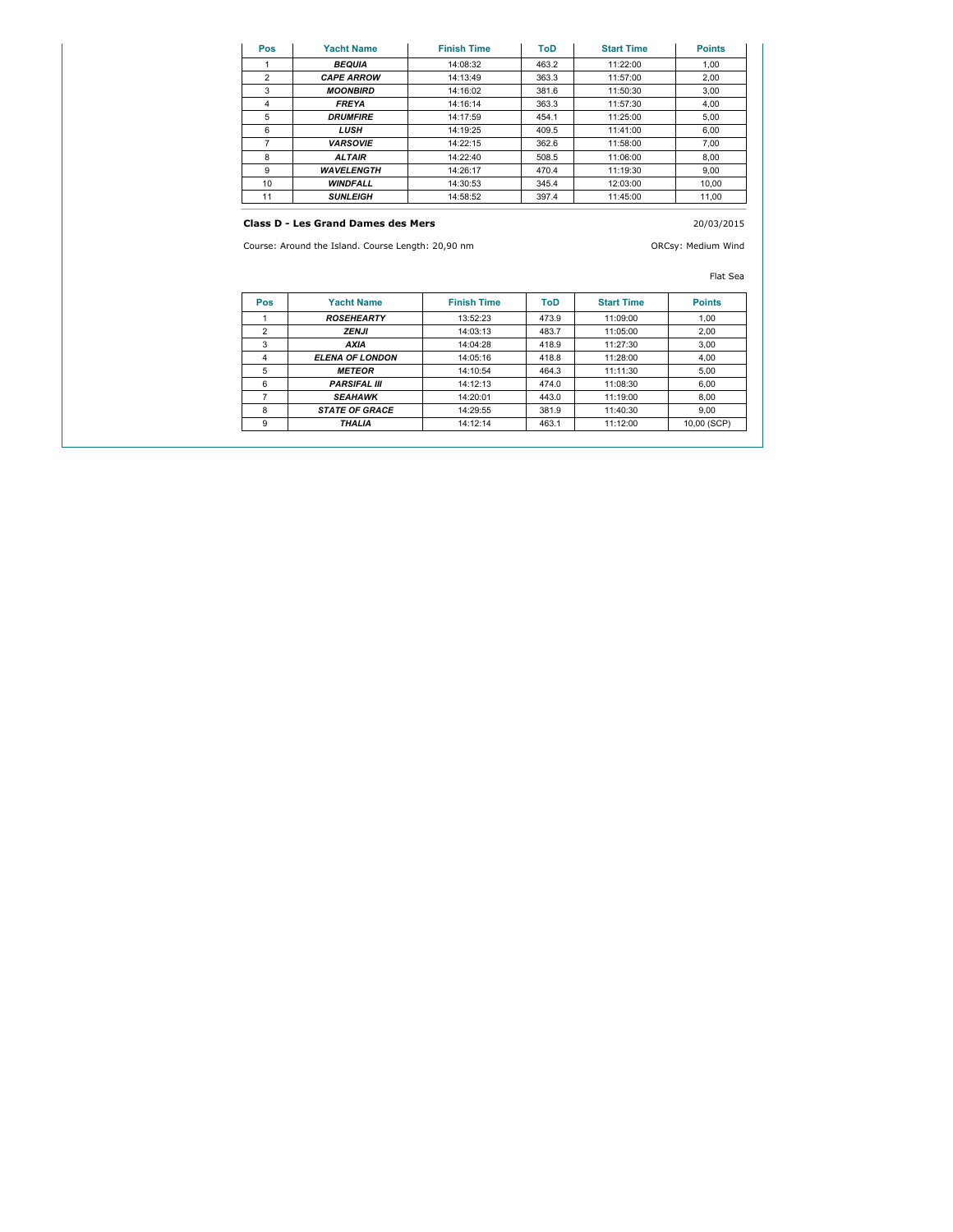| Pos | Yacht Name | Finish Time | ToD | Start Time | Points |
|---|---|---|---|---|---|
| 1 | ***BEQUIA*** | 14:08:32 | 463.2 | 11:22:00 | 1,00 |
| 2 | ***CAPE ARROW*** | 14:13:49 | 363.3 | 11:57:00 | 2,00 |
| 3 | ***MOONBIRD*** | 14:16:02 | 381.6 | 11:50:30 | 3,00 |
| 4 | ***FREYA*** | 14:16:14 | 363.3 | 11:57:30 | 4,00 |
| 5 | ***DRUMFIRE*** | 14:17:59 | 454.1 | 11:25:00 | 5,00 |
| 6 | ***LUSH*** | 14:19:25 | 409.5 | 11:41:00 | 6,00 |
| 7 | ***VARSOVIE*** | 14:22:15 | 362.6 | 11:58:00 | 7,00 |
| 8 | ***ALTAIR*** | 14:22:40 | 508.5 | 11:06:00 | 8,00 |
| 9 | ***WAVELENGTH*** | 14:26:17 | 470.4 | 11:19:30 | 9,00 |
| 10 | ***WINDFALL*** | 14:30:53 | 345.4 | 12:03:00 | 10,00 |
| 11 | ***SUNLEIGH*** | 14:58:52 | 397.4 | 11:45:00 | 11,00 |

**Class D - Les Grand Dames des Mers**

20/03/2015

Course: Around the Island. Course Length: 20,90 nm

ORCsy: Medium Wind

Flat Sea

| Pos | Yacht Name | Finish Time | ToD | Start Time | Points |
|---|---|---|---|---|---|
| 1 | ***ROSEHEARTY*** | 13:52:23 | 473.9 | 11:09:00 | 1,00 |
| 2 | ***ZENJI*** | 14:03:13 | 483.7 | 11:05:00 | 2,00 |
| 3 | ***AXIA*** | 14:04:28 | 418.9 | 11:27:30 | 3,00 |
| 4 | ***ELENA OF LONDON*** | 14:05:16 | 418.8 | 11:28:00 | 4,00 |
| 5 | ***METEOR*** | 14:10:54 | 464.3 | 11:11:30 | 5,00 |
| 6 | ***PARSIFAL III*** | 14:12:13 | 474.0 | 11:08:30 | 6,00 |
| 7 | ***SEAHAWK*** | 14:20:01 | 443.0 | 11:19:00 | 8,00 |
| 8 | ***STATE OF GRACE*** | 14:29:55 | 381.9 | 11:40:30 | 9,00 |
| 9 | ***THALIA*** | 14:12:14 | 463.1 | 11:12:00 | 10,00 (SCP) |